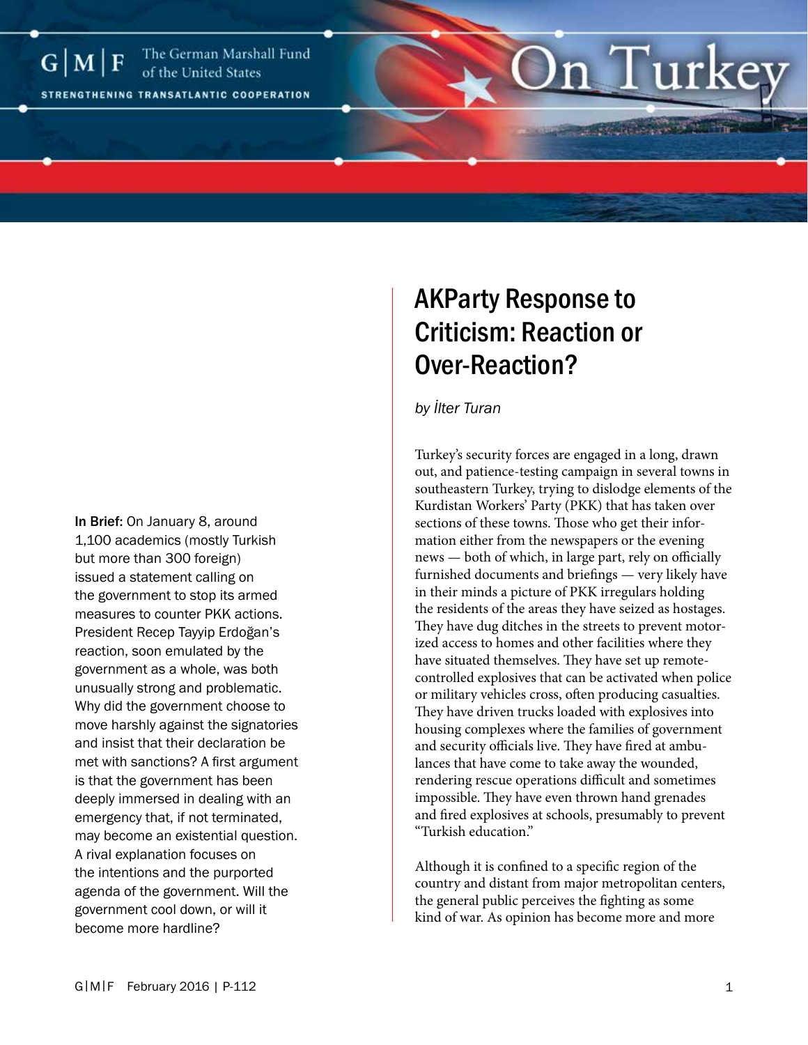# AKParty Response to Criticism: Reaction or Over-Reaction?

*by İlter Turan*

**In Brief:** On January 8, around 1,100 academics (mostly Turkish but more than 300 foreign) issued a statement calling on the government to stop its armed measures to counter PKK actions. President Recep Tayyip Erdoğan's reaction, soon emulated by the government as a whole, was both unusually strong and problematic. Why did the government choose to move harshly against the signatories and insist that their declaration be met with sanctions? A first argument is that the government has been deeply immersed in dealing with an emergency that, if not terminated, may become an existential question. A rival explanation focuses on the intentions and the purported agenda of the government. Will the government cool down, or will it become more hardline?

Turkey's security forces are engaged in a long, drawn out, and patience-testing campaign in several towns in southeastern Turkey, trying to dislodge elements of the Kurdistan Workers' Party (PKK) that has taken over sections of these towns. Those who get their information either from the newspapers or the evening news — both of which, in large part, rely on officially furnished documents and briefings — very likely have in their minds a picture of PKK irregulars holding the residents of the areas they have seized as hostages. They have dug ditches in the streets to prevent motorized access to homes and other facilities where they have situated themselves. They have set up remote-controlled explosives that can be activated when police or military vehicles cross, often producing casualties. They have driven trucks loaded with explosives into housing complexes where the families of government and security officials live. They have fired at ambulances that have come to take away the wounded, rendering rescue operations difficult and sometimes impossible. They have even thrown hand grenades and fired explosives at schools, presumably to prevent "Turkish education."

Although it is confined to a specific region of the country and distant from major metropolitan centers, the general public perceives the fighting as some kind of war. As opinion has become more and more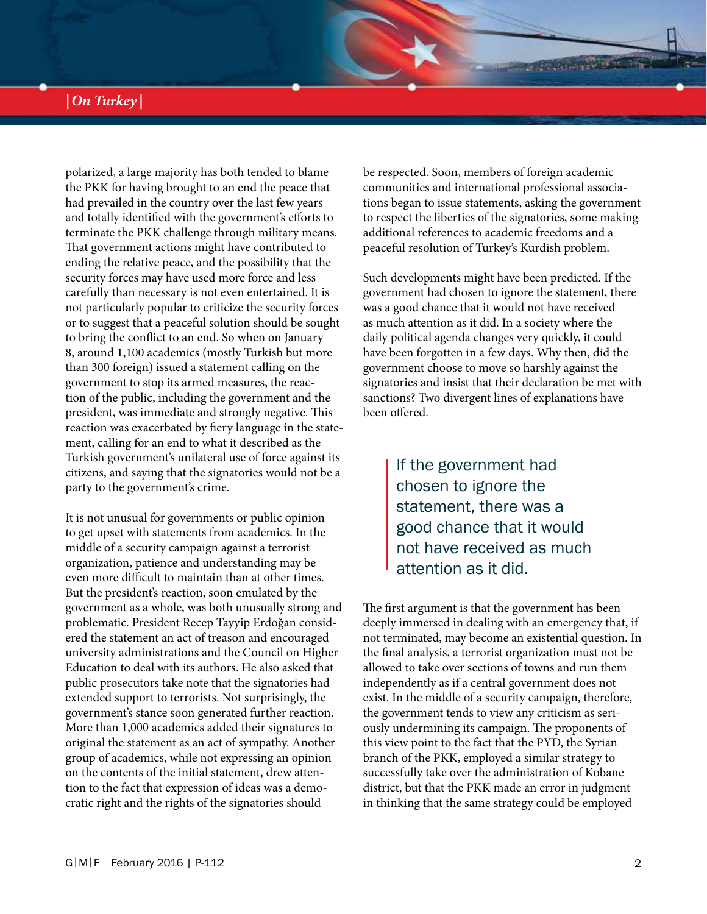polarized, a large majority has both tended to blame the PKK for having brought to an end the peace that had prevailed in the country over the last few years and totally identified with the government's efforts to terminate the PKK challenge through military means. That government actions might have contributed to ending the relative peace, and the possibility that the security forces may have used more force and less carefully than necessary is not even entertained. It is not particularly popular to criticize the security forces or to suggest that a peaceful solution should be sought to bring the conflict to an end. So when on January 8, around 1,100 academics (mostly Turkish but more than 300 foreign) issued a statement calling on the government to stop its armed measures, the reaction of the public, including the government and the president, was immediate and strongly negative. This reaction was exacerbated by fiery language in the statement, calling for an end to what it described as the Turkish government's unilateral use of force against its citizens, and saying that the signatories would not be a party to the government's crime.

It is not unusual for governments or public opinion to get upset with statements from academics. In the middle of a security campaign against a terrorist organization, patience and understanding may be even more difficult to maintain than at other times. But the president's reaction, soon emulated by the government as a whole, was both unusually strong and problematic. President Recep Tayyip Erdoğan considered the statement an act of treason and encouraged university administrations and the Council on Higher Education to deal with its authors. He also asked that public prosecutors take note that the signatories had extended support to terrorists. Not surprisingly, the government's stance soon generated further reaction. More than 1,000 academics added their signatures to original the statement as an act of sympathy. Another group of academics, while not expressing an opinion on the contents of the initial statement, drew attention to the fact that expression of ideas was a democratic right and the rights of the signatories should be respected. Soon, members of foreign academic communities and international professional associations began to issue statements, asking the government to respect the liberties of the signatories, some making additional references to academic freedoms and a peaceful resolution of Turkey's Kurdish problem.

Such developments might have been predicted. If the government had chosen to ignore the statement, there was a good chance that it would not have received as much attention as it did. In a society where the daily political agenda changes very quickly, it could have been forgotten in a few days. Why then, did the government choose to move so harshly against the signatories and insist that their declaration be met with sanctions? Two divergent lines of explanations have been offered.

> If the government had chosen to ignore the statement, there was a good chance that it would not have received as much attention as it did.

The first argument is that the government has been deeply immersed in dealing with an emergency that, if not terminated, may become an existential question. In the final analysis, a terrorist organization must not be allowed to take over sections of towns and run them independently as if a central government does not exist. In the middle of a security campaign, therefore, the government tends to view any criticism as seriously undermining its campaign. The proponents of this view point to the fact that the PYD, the Syrian branch of the PKK, employed a similar strategy to successfully take over the administration of Kobane district, but that the PKK made an error in judgment in thinking that the same strategy could be employed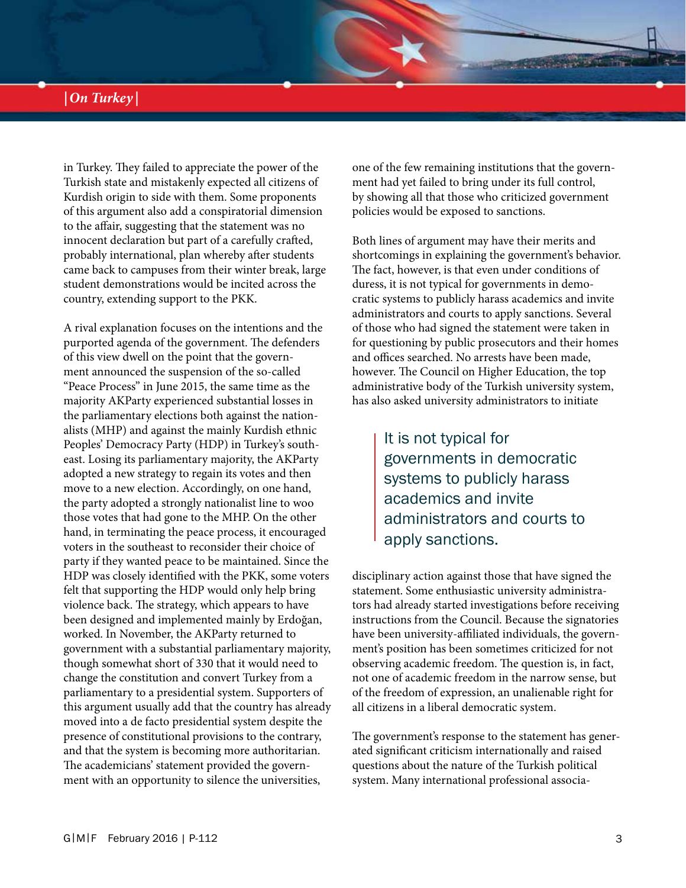in Turkey. They failed to appreciate the power of the Turkish state and mistakenly expected all citizens of Kurdish origin to side with them. Some proponents of this argument also add a conspiratorial dimension to the affair, suggesting that the statement was no innocent declaration but part of a carefully crafted, probably international, plan whereby after students came back to campuses from their winter break, large student demonstrations would be incited across the country, extending support to the PKK.

A rival explanation focuses on the intentions and the purported agenda of the government. The defenders of this view dwell on the point that the government announced the suspension of the so-called "Peace Process" in June 2015, the same time as the majority AKParty experienced substantial losses in the parliamentary elections both against the nationalists (MHP) and against the mainly Kurdish ethnic Peoples' Democracy Party (HDP) in Turkey's southeast. Losing its parliamentary majority, the AKParty adopted a new strategy to regain its votes and then move to a new election. Accordingly, on one hand, the party adopted a strongly nationalist line to woo those votes that had gone to the MHP. On the other hand, in terminating the peace process, it encouraged voters in the southeast to reconsider their choice of party if they wanted peace to be maintained. Since the HDP was closely identified with the PKK, some voters felt that supporting the HDP would only help bring violence back. The strategy, which appears to have been designed and implemented mainly by Erdoğan, worked. In November, the AKParty returned to government with a substantial parliamentary majority, though somewhat short of 330 that it would need to change the constitution and convert Turkey from a parliamentary to a presidential system. Supporters of this argument usually add that the country has already moved into a de facto presidential system despite the presence of constitutional provisions to the contrary, and that the system is becoming more authoritarian. The academicians' statement provided the government with an opportunity to silence the universities, one of the few remaining institutions that the government had yet failed to bring under its full control, by showing all that those who criticized government policies would be exposed to sanctions.

Both lines of argument may have their merits and shortcomings in explaining the government's behavior. The fact, however, is that even under conditions of duress, it is not typical for governments in democratic systems to publicly harass academics and invite administrators and courts to apply sanctions. Several of those who had signed the statement were taken in for questioning by public prosecutors and their homes and offices searched. No arrests have been made, however. The Council on Higher Education, the top administrative body of the Turkish university system, has also asked university administrators to initiate disciplinary action against those that have signed the statement. Some enthusiastic university administrators had already started investigations before receiving instructions from the Council. Because the signatories have been university-affiliated individuals, the government's position has been sometimes criticized for not observing academic freedom. The question is, in fact, not one of academic freedom in the narrow sense, but of the freedom of expression, an unalienable right for all citizens in a liberal democratic system.

> It is not typical for governments in democratic systems to publicly harass academics and invite administrators and courts to apply sanctions.

The government's response to the statement has generated significant criticism internationally and raised questions about the nature of the Turkish political system. Many international professional associa-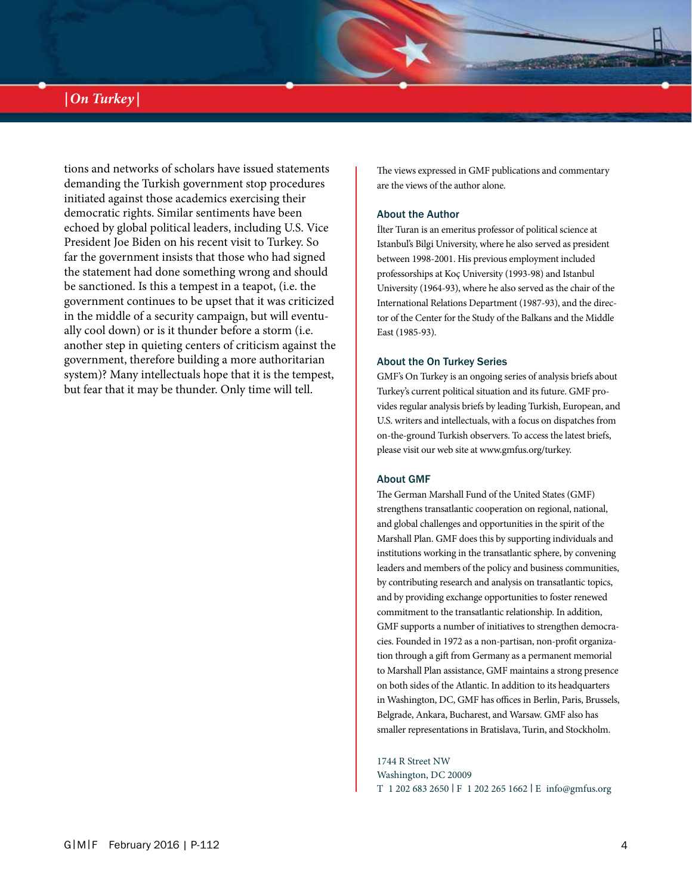tions and networks of scholars have issued statements demanding the Turkish government stop procedures initiated against those academics exercising their democratic rights. Similar sentiments have been echoed by global political leaders, including U.S. Vice President Joe Biden on his recent visit to Turkey. So far the government insists that those who had signed the statement had done something wrong and should be sanctioned. Is this a tempest in a teapot, (i.e. the government continues to be upset that it was criticized in the middle of a security campaign, but will eventually cool down) or is it thunder before a storm (i.e. another step in quieting centers of criticism against the government, therefore building a more authoritarian system)? Many intellectuals hope that it is the tempest, but fear that it may be thunder. Only time will tell.

The views expressed in GMF publications and commentary are the views of the author alone.

### About the Author

İlter Turan is an emeritus professor of political science at Istanbul's Bilgi University, where he also served as president between 1998-2001. His previous employment included professorships at Koç University (1993-98) and Istanbul University (1964-93), where he also served as the chair of the International Relations Department (1987-93), and the director of the Center for the Study of the Balkans and the Middle East (1985-93).

### About the On Turkey Series

GMF's On Turkey is an ongoing series of analysis briefs about Turkey's current political situation and its future. GMF provides regular analysis briefs by leading Turkish, European, and U.S. writers and intellectuals, with a focus on dispatches from on-the-ground Turkish observers. To access the latest briefs, please visit our web site at www.gmfus.org/turkey.

### About GMF

The German Marshall Fund of the United States (GMF) strengthens transatlantic cooperation on regional, national, and global challenges and opportunities in the spirit of the Marshall Plan. GMF does this by supporting individuals and institutions working in the transatlantic sphere, by convening leaders and members of the policy and business communities, by contributing research and analysis on transatlantic topics, and by providing exchange opportunities to foster renewed commitment to the transatlantic relationship. In addition, GMF supports a number of initiatives to strengthen democracies. Founded in 1972 as a non-partisan, non-profit organization through a gift from Germany as a permanent memorial to Marshall Plan assistance, GMF maintains a strong presence on both sides of the Atlantic. In addition to its headquarters in Washington, DC, GMF has offices in Berlin, Paris, Brussels, Belgrade, Ankara, Bucharest, and Warsaw. GMF also has smaller representations in Bratislava, Turin, and Stockholm.

1744 R Street NW
Washington, DC 20009
T 1 202 683 2650 | F 1 202 265 1662 | E info@gmfus.org